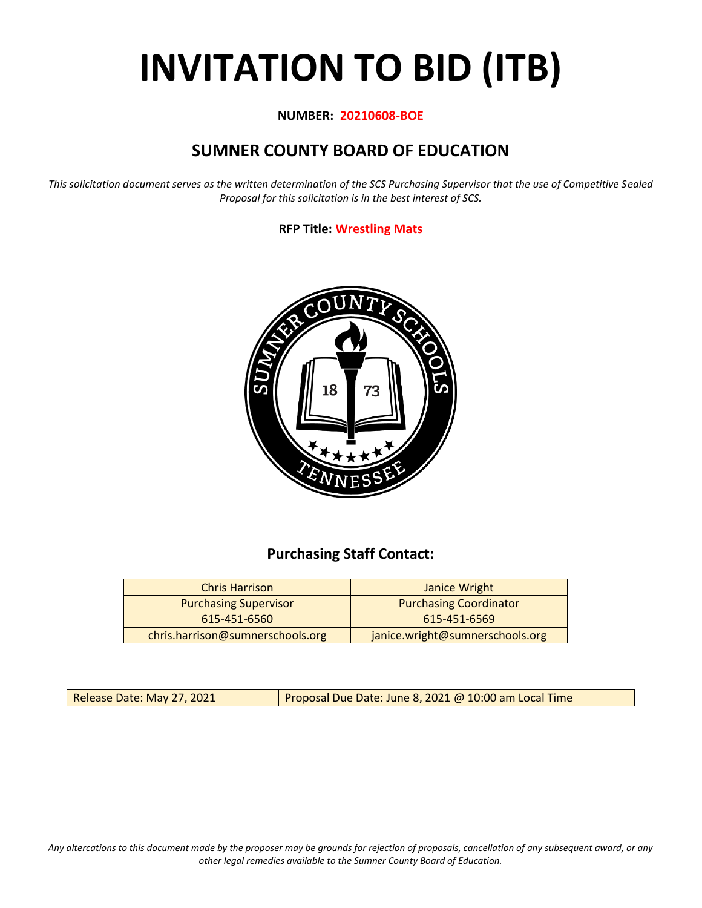# INVITATION TO BID (ITB)

**NUMBER: 20210608-BOE**

## SUMNER COUNTY BOARD OF EDUCATION

*This solicitation document serves as the written determination of the SCS Purchasing Supervisor that the use of Competitive Sealed Proposal for this solicitation is in the best interest of SCS.*

**RFP Title: Wrestling Mats**

### Purchasing Staff Contact:

| Chris Harrison | Janice Wright |
|---|---|
| Purchasing Supervisor | Purchasing Coordinator |
| 615-451-6560 | 615-451-6569 |
| chris.harrison@sumnerschools.org | janice.wright@sumnerschools.org |

| Release Date: May 27, 2021 | Proposal Due Date: June 8, 2021 @ 10:00 am Local Time |
|---|---|

*Any altercations to this document made by the proposer may be grounds for rejection of proposals, cancellation of any subsequent award, or any other legal remedies available to the Sumner County Board of Education.*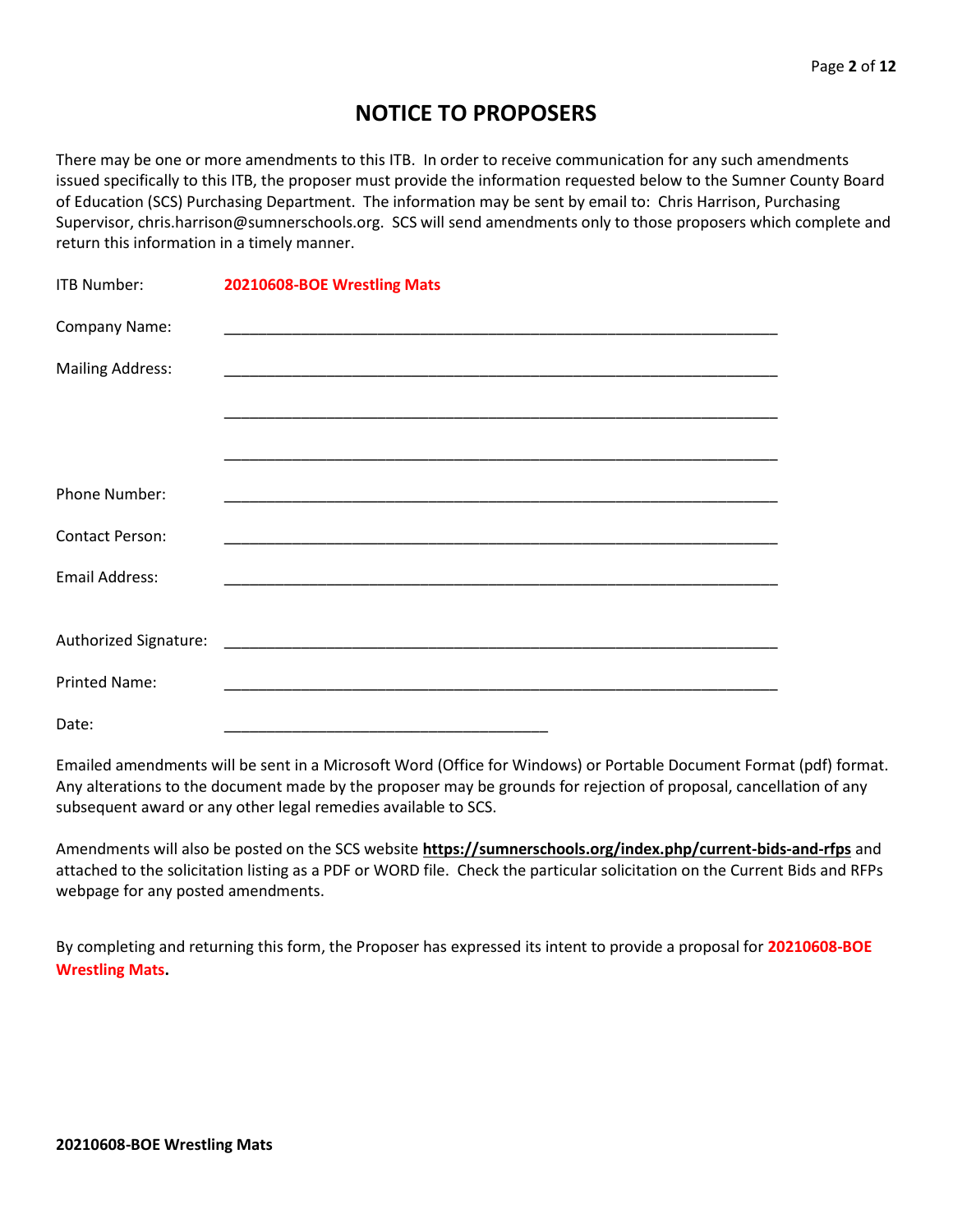# NOTICE TO PROPOSERS

There may be one or more amendments to this ITB. In order to receive communication for any such amendments issued specifically to this ITB, the proposer must provide the information requested below to the Sumner County Board of Education (SCS) Purchasing Department. The information may be sent by email to: Chris Harrison, Purchasing Supervisor, chris.harrison@sumnerschools.org. SCS will send amendments only to those proposers which complete and return this information in a timely manner.

ITB Number: **20210608-BOE Wrestling Mats**

Company Name: ___________________________________________________________________

Mailing Address: ___________________________________________________________________

___________________________________________________________________

___________________________________________________________________

Phone Number: ___________________________________________________________________

Contact Person: ___________________________________________________________________

Email Address: ___________________________________________________________________

Authorized Signature: ___________________________________________________________________

Printed Name: ___________________________________________________________________

Date: _______________________________________

Emailed amendments will be sent in a Microsoft Word (Office for Windows) or Portable Document Format (pdf) format. Any alterations to the document made by the proposer may be grounds for rejection of proposal, cancellation of any subsequent award or any other legal remedies available to SCS.

Amendments will also be posted on the SCS website **https://sumnerschools.org/index.php/current-bids-and-rfps** and attached to the solicitation listing as a PDF or WORD file. Check the particular solicitation on the Current Bids and RFPs webpage for any posted amendments.

By completing and returning this form, the Proposer has expressed its intent to provide a proposal for **20210608-BOE Wrestling Mats.**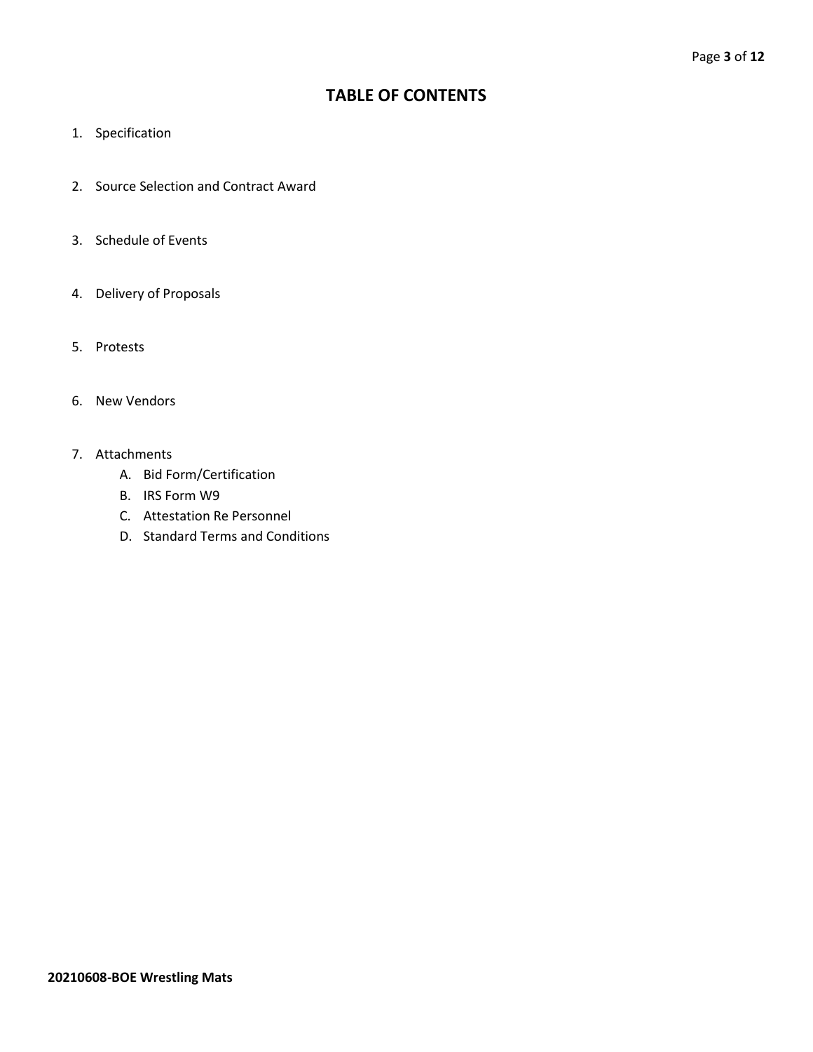# TABLE OF CONTENTS

1. Specification
2. Source Selection and Contract Award
3. Schedule of Events
4. Delivery of Proposals
5. Protests
6. New Vendors
7. Attachments
   A. Bid Form/Certification
   B. IRS Form W9
   C. Attestation Re Personnel
   D. Standard Terms and Conditions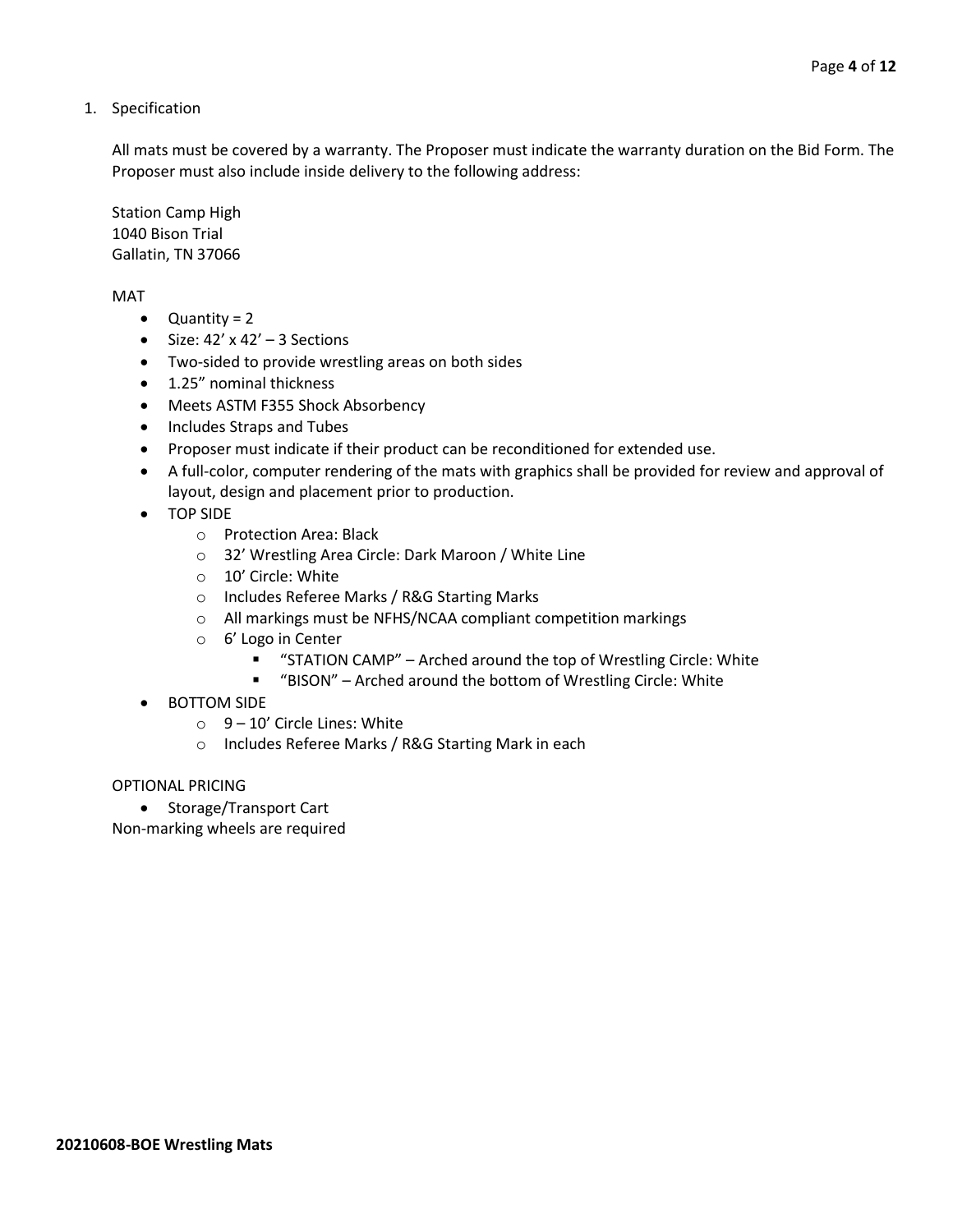1. Specification

All mats must be covered by a warranty. The Proposer must indicate the warranty duration on the Bid Form. The Proposer must also include inside delivery to the following address:

Station Camp High
1040 Bison Trial
Gallatin, TN 37066

MAT

- Quantity = 2
- Size: 42' x 42' – 3 Sections
- Two-sided to provide wrestling areas on both sides
- 1.25" nominal thickness
- Meets ASTM F355 Shock Absorbency
- Includes Straps and Tubes
- Proposer must indicate if their product can be reconditioned for extended use.
- A full-color, computer rendering of the mats with graphics shall be provided for review and approval of layout, design and placement prior to production.
- TOP SIDE
    - Protection Area: Black
    - 32' Wrestling Area Circle: Dark Maroon / White Line
    - 10' Circle: White
    - Includes Referee Marks / R&G Starting Marks
    - All markings must be NFHS/NCAA compliant competition markings
    - 6' Logo in Center
        - "STATION CAMP" – Arched around the top of Wrestling Circle: White
        - "BISON" – Arched around the bottom of Wrestling Circle: White
- BOTTOM SIDE
    - 9 – 10' Circle Lines: White
    - Includes Referee Marks / R&G Starting Mark in each

OPTIONAL PRICING

- Storage/Transport Cart

Non-marking wheels are required

**20210608-BOE Wrestling Mats**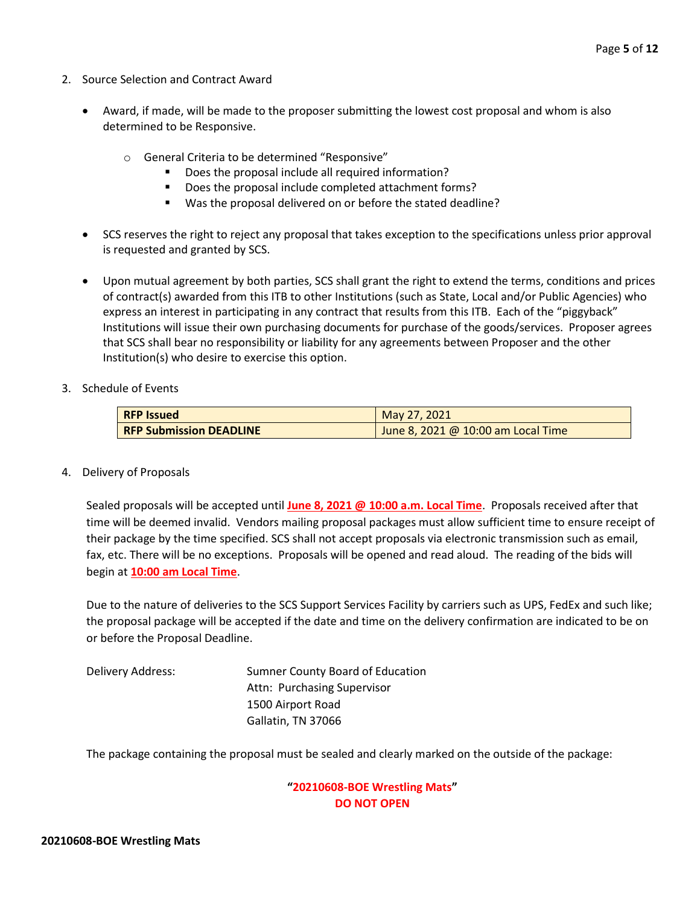2. Source Selection and Contract Award

- Award, if made, will be made to the proposer submitting the lowest cost proposal and whom is also determined to be Responsive.
  - General Criteria to be determined "Responsive"
    - Does the proposal include all required information?
    - Does the proposal include completed attachment forms?
    - Was the proposal delivered on or before the stated deadline?
- SCS reserves the right to reject any proposal that takes exception to the specifications unless prior approval is requested and granted by SCS.
- Upon mutual agreement by both parties, SCS shall grant the right to extend the terms, conditions and prices of contract(s) awarded from this ITB to other Institutions (such as State, Local and/or Public Agencies) who express an interest in participating in any contract that results from this ITB. Each of the "piggyback" Institutions will issue their own purchasing documents for purchase of the goods/services. Proposer agrees that SCS shall bear no responsibility or liability for any agreements between Proposer and the other Institution(s) who desire to exercise this option.

3. Schedule of Events

| **RFP Issued** | May 27, 2021 |
|---|---|
| **RFP Submission DEADLINE** | June 8, 2021 @ 10:00 am Local Time |

4. Delivery of Proposals

Sealed proposals will be accepted until **June 8, 2021 @ 10:00 a.m. Local Time**. Proposals received after that time will be deemed invalid. Vendors mailing proposal packages must allow sufficient time to ensure receipt of their package by the time specified. SCS shall not accept proposals via electronic transmission such as email, fax, etc. There will be no exceptions. Proposals will be opened and read aloud. The reading of the bids will begin at **10:00 am Local Time**.

Due to the nature of deliveries to the SCS Support Services Facility by carriers such as UPS, FedEx and such like; the proposal package will be accepted if the date and time on the delivery confirmation are indicated to be on or before the Proposal Deadline.

Delivery Address:

Sumner County Board of Education
Attn: Purchasing Supervisor
1500 Airport Road
Gallatin, TN 37066

The package containing the proposal must be sealed and clearly marked on the outside of the package:

**"20210608-BOE Wrestling Mats"**
**DO NOT OPEN**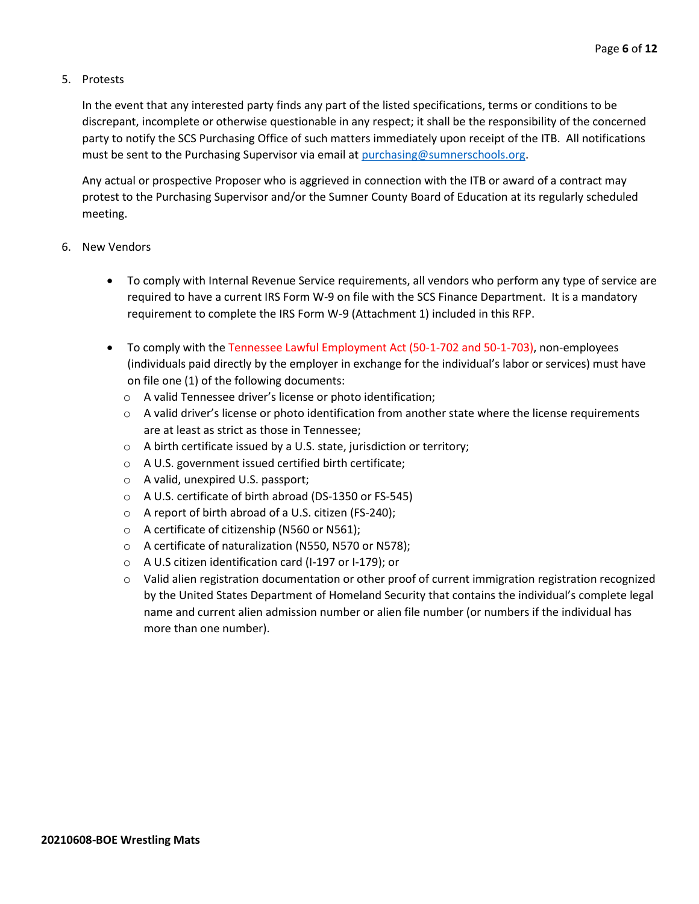5. Protests

   In the event that any interested party finds any part of the listed specifications, terms or conditions to be discrepant, incomplete or otherwise questionable in any respect; it shall be the responsibility of the concerned party to notify the SCS Purchasing Office of such matters immediately upon receipt of the ITB. All notifications must be sent to the Purchasing Supervisor via email at purchasing@sumnerschools.org.

   Any actual or prospective Proposer who is aggrieved in connection with the ITB or award of a contract may protest to the Purchasing Supervisor and/or the Sumner County Board of Education at its regularly scheduled meeting.

6. New Vendors

   - To comply with Internal Revenue Service requirements, all vendors who perform any type of service are required to have a current IRS Form W-9 on file with the SCS Finance Department. It is a mandatory requirement to complete the IRS Form W-9 (Attachment 1) included in this RFP.

   - To comply with the Tennessee Lawful Employment Act (50-1-702 and 50-1-703), non-employees (individuals paid directly by the employer in exchange for the individual's labor or services) must have on file one (1) of the following documents:
     - A valid Tennessee driver's license or photo identification;
     - A valid driver's license or photo identification from another state where the license requirements are at least as strict as those in Tennessee;
     - A birth certificate issued by a U.S. state, jurisdiction or territory;
     - A U.S. government issued certified birth certificate;
     - A valid, unexpired U.S. passport;
     - A U.S. certificate of birth abroad (DS-1350 or FS-545)
     - A report of birth abroad of a U.S. citizen (FS-240);
     - A certificate of citizenship (N560 or N561);
     - A certificate of naturalization (N550, N570 or N578);
     - A U.S citizen identification card (I-197 or I-179); or
     - Valid alien registration documentation or other proof of current immigration registration recognized by the United States Department of Homeland Security that contains the individual's complete legal name and current alien admission number or alien file number (or numbers if the individual has more than one number).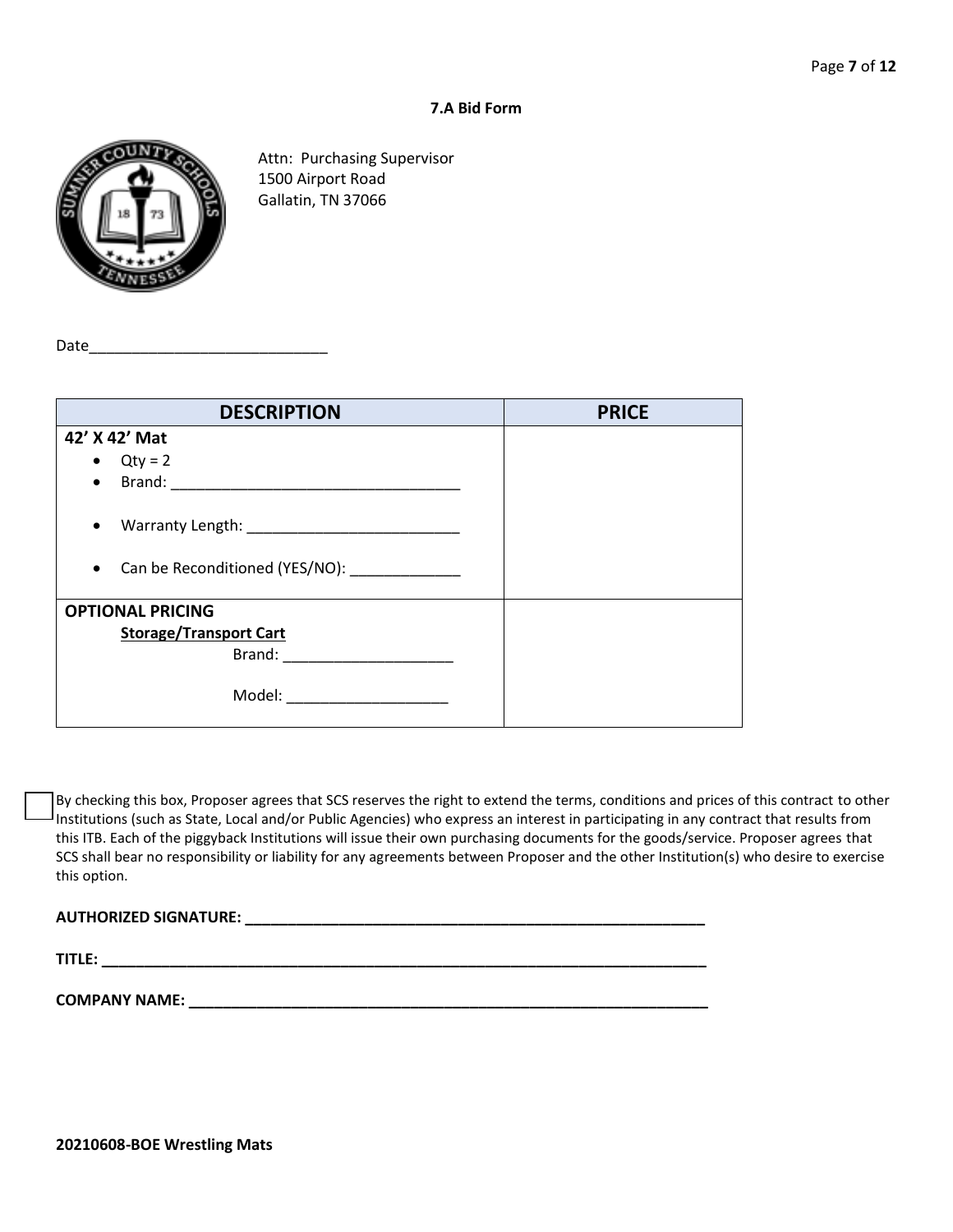**7.A Bid Form**

Attn: Purchasing Supervisor
1500 Airport Road
Gallatin, TN 37066

Date____________________________

| DESCRIPTION | PRICE |
|---|---|
| **42' X 42' Mat**<br>• Qty = 2<br>• Brand: ______________________________<br>• Warranty Length: ______________________<br>• Can be Reconditioned (YES/NO): ____________ | |
| **OPTIONAL PRICING**<br>**Storage/Transport Cart**<br>Brand: ____________________<br>Model: ___________________ | |

☐ By checking this box, Proposer agrees that SCS reserves the right to extend the terms, conditions and prices of this contract to other Institutions (such as State, Local and/or Public Agencies) who express an interest in participating in any contract that results from this ITB. Each of the piggyback Institutions will issue their own purchasing documents for the goods/service. Proposer agrees that SCS shall bear no responsibility or liability for any agreements between Proposer and the other Institution(s) who desire to exercise this option.

**AUTHORIZED SIGNATURE: ________________________________________________**

**TITLE: ______________________________________________________________**

**COMPANY NAME: _______________________________________________________**

**20210608-BOE Wrestling Mats**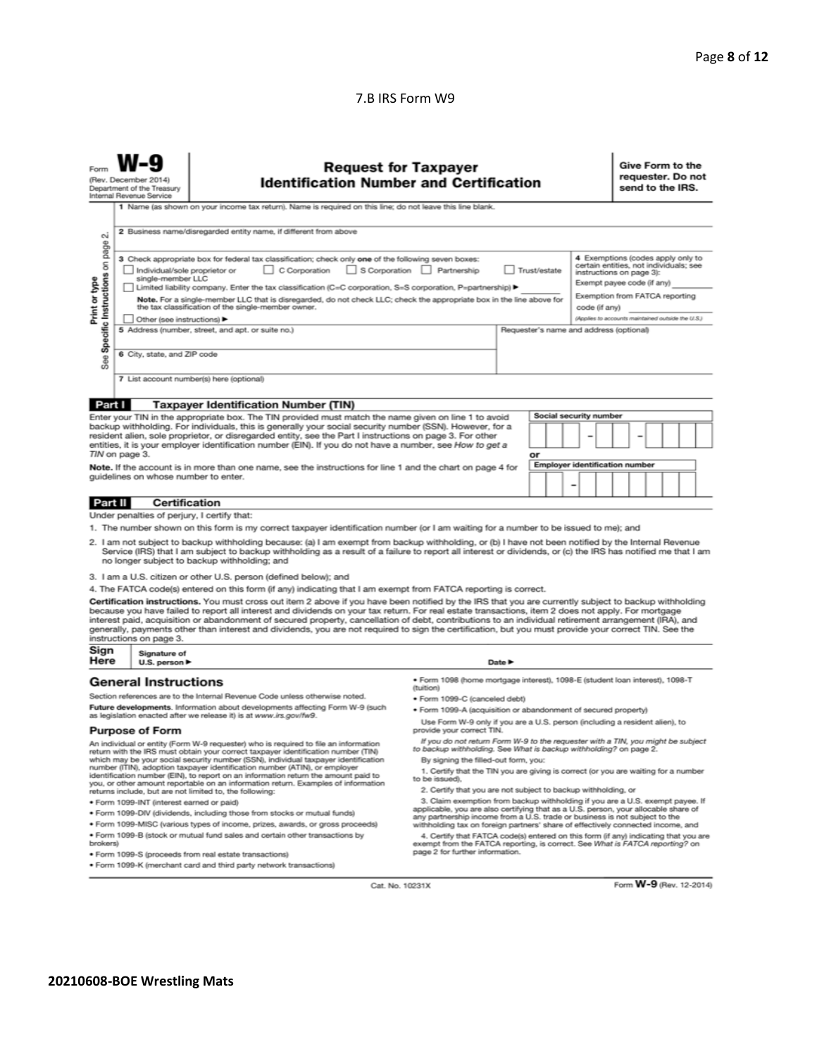7.B IRS Form W9

Form **W-9**
(Rev. December 2014)
Department of the Treasury
Internal Revenue Service

# Request for Taxpayer Identification Number and Certification

**Give Form to the requester. Do not send to the IRS.**

Print or type
See **Specific Instructions** on page 2.

1 Name (as shown on your income tax return). Name is required on this line; do not leave this line blank.

2 Business name/disregarded entity name, if different from above

3 Check appropriate box for federal tax classification; check only **one** of the following seven boxes:

☐ Individual/sole proprietor or single-member LLC ☐ C Corporation ☐ S Corporation ☐ Partnership ☐ Trust/estate

☐ Limited liability company. Enter the tax classification (C=C corporation, S=S corporation, P=partnership) ▶ ________

**Note.** For a single-member LLC that is disregarded, do not check LLC; check the appropriate box in the line above for the tax classification of the single-member owner.

☐ Other (see instructions) ▶

4 Exemptions (codes apply only to certain entities, not individuals; see instructions on page 3):

Exempt payee code (if any) ________

Exemption from FATCA reporting code (if any) ________

*(Applies to accounts maintained outside the U.S.)*

5 Address (number, street, and apt. or suite no.)

Requester's name and address (optional)

6 City, state, and ZIP code

7 List account number(s) here (optional)

## Part I Taxpayer Identification Number (TIN)

Enter your TIN in the appropriate box. The TIN provided must match the name given on line 1 to avoid backup withholding. For individuals, this is generally your social security number (SSN). However, for a resident alien, sole proprietor, or disregarded entity, see the Part I instructions on page 3. For other entities, it is your employer identification number (EIN). If you do not have a number, see *How to get a TIN* on page 3.

**Note.** If the account is in more than one name, see the instructions for line 1 and the chart on page 4 for guidelines on whose number to enter.

Social security number

☐☐☐ – ☐☐ – ☐☐☐☐

or

Employer identification number

☐☐ – ☐☐☐☐☐☐☐

## Part II Certification

Under penalties of perjury, I certify that:

1. The number shown on this form is my correct taxpayer identification number (or I am waiting for a number to be issued to me); and
2. I am not subject to backup withholding because: (a) I am exempt from backup withholding, or (b) I have not been notified by the Internal Revenue Service (IRS) that I am subject to backup withholding as a result of a failure to report all interest or dividends, or (c) the IRS has notified me that I am no longer subject to backup withholding; and
3. I am a U.S. citizen or other U.S. person (defined below); and
4. The FATCA code(s) entered on this form (if any) indicating that I am exempt from FATCA reporting is correct.

**Certification instructions.** You must cross out item 2 above if you have been notified by the IRS that you are currently subject to backup withholding because you have failed to report all interest and dividends on your tax return. For real estate transactions, item 2 does not apply. For mortgage interest paid, acquisition or abandonment of secured property, cancellation of debt, contributions to an individual retirement arrangement (IRA), and generally, payments other than interest and dividends, you are not required to sign the certification, but you must provide your correct TIN. See the instructions on page 3.

**Sign Here** Signature of U.S. person ▶ Date ▶

## General Instructions

Section references are to the Internal Revenue Code unless otherwise noted.

**Future developments.** Information about developments affecting Form W-9 (such as legislation enacted after we release it) is at *www.irs.gov/fw9*.

### Purpose of Form

An individual or entity (Form W-9 requester) who is required to file an information return with the IRS must obtain your correct taxpayer identification number (TIN) which may be your social security number (SSN), individual taxpayer identification number (ITIN), adoption taxpayer identification number (ATIN), or employer identification number (EIN), to report on an information return the amount paid to you, or other amount reportable on an information return. Examples of information returns include, but are not limited to, the following:

- Form 1099-INT (interest earned or paid)
- Form 1099-DIV (dividends, including those from stocks or mutual funds)
- Form 1099-MISC (various types of income, prizes, awards, or gross proceeds)
- Form 1099-B (stock or mutual fund sales and certain other transactions by brokers)
- Form 1099-S (proceeds from real estate transactions)
- Form 1099-K (merchant card and third party network transactions)
- Form 1098 (home mortgage interest), 1098-E (student loan interest), 1098-T (tuition)
- Form 1099-C (canceled debt)
- Form 1099-A (acquisition or abandonment of secured property)

Use Form W-9 only if you are a U.S. person (including a resident alien), to provide your correct TIN.

*If you do not return Form W-9 to the requester with a TIN, you might be subject to backup withholding. See What is backup withholding? on page 2.*

By signing the filled-out form, you:

1. Certify that the TIN you are giving is correct (or you are waiting for a number to be issued),
2. Certify that you are not subject to backup withholding, or
3. Claim exemption from backup withholding if you are a U.S. exempt payee. If applicable, you are also certifying that as a U.S. person, your allocable share of any partnership income from a U.S. trade or business is not subject to the withholding tax on foreign partners' share of effectively connected income, and
4. Certify that FATCA code(s) entered on this form (if any) indicating that you are exempt from the FATCA reporting, is correct. See *What is FATCA reporting?* on page 2 for further information.

Cat. No. 10231X Form **W-9** (Rev. 12-2014)

**20210608-BOE Wrestling Mats**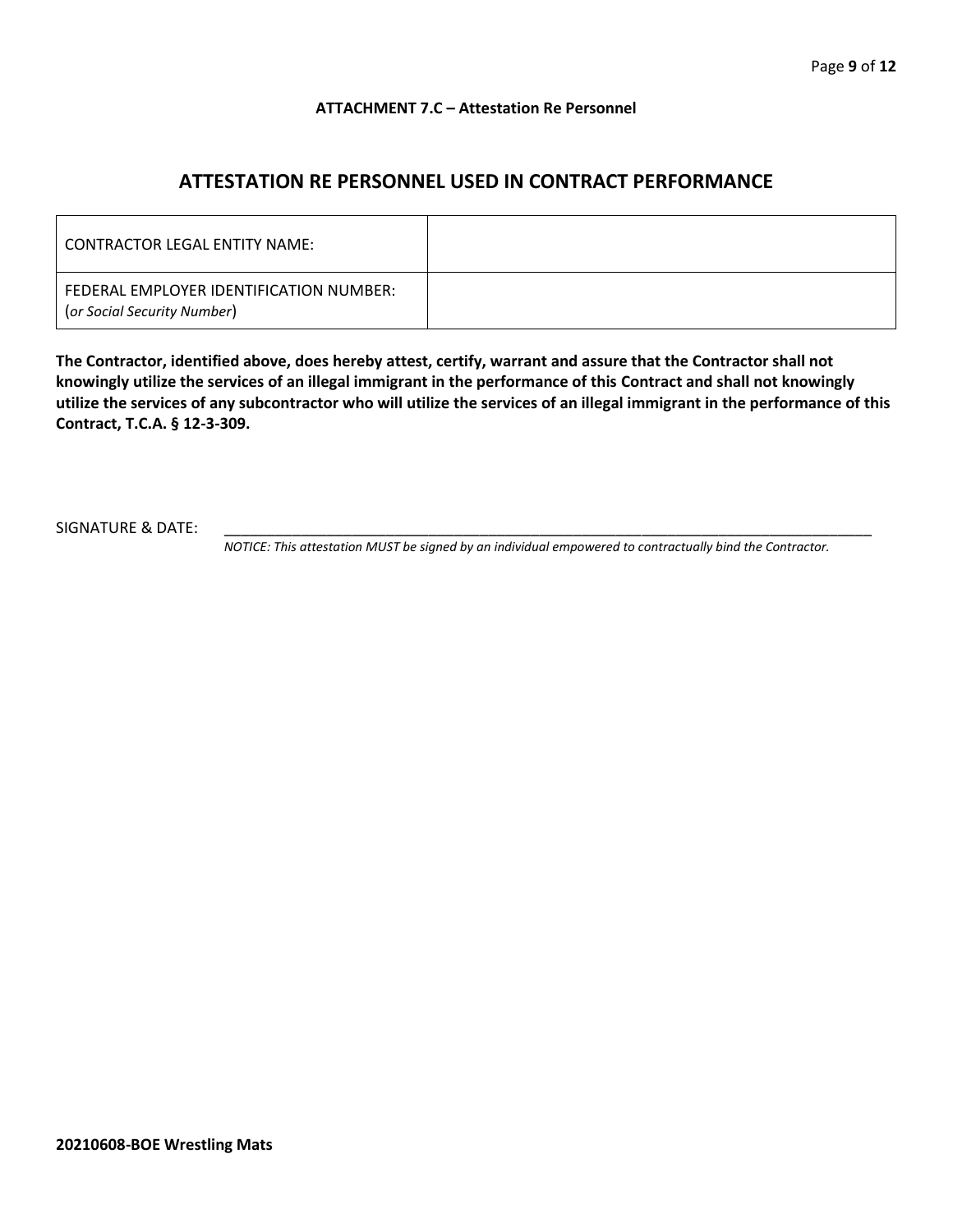**ATTACHMENT 7.C – Attestation Re Personnel**

## ATTESTATION RE PERSONNEL USED IN CONTRACT PERFORMANCE

| CONTRACTOR LEGAL ENTITY NAME: | |
|---|---|
| FEDERAL EMPLOYER IDENTIFICATION NUMBER: (*or Social Security Number*) | |

**The Contractor, identified above, does hereby attest, certify, warrant and assure that the Contractor shall not knowingly utilize the services of an illegal immigrant in the performance of this Contract and shall not knowingly utilize the services of any subcontractor who will utilize the services of an illegal immigrant in the performance of this Contract, T.C.A. § 12-3-309.**

SIGNATURE & DATE: ______________________________________________________________________________

*NOTICE: This attestation MUST be signed by an individual empowered to contractually bind the Contractor.*

**20210608-BOE Wrestling Mats**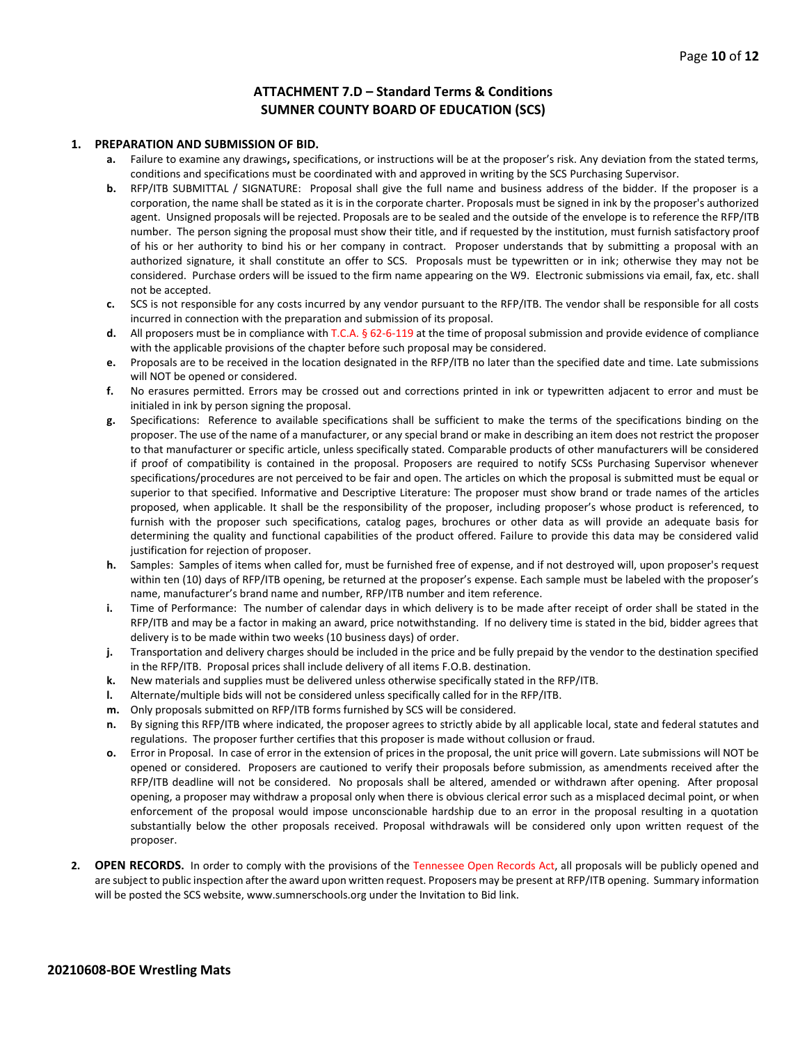## ATTACHMENT 7.D – Standard Terms & Conditions
## SUMNER COUNTY BOARD OF EDUCATION (SCS)

1. **PREPARATION AND SUBMISSION OF BID.**
   - **a.** Failure to examine any drawings**,** specifications, or instructions will be at the proposer's risk. Any deviation from the stated terms, conditions and specifications must be coordinated with and approved in writing by the SCS Purchasing Supervisor.
   - **b.** RFP/ITB SUBMITTAL / SIGNATURE: Proposal shall give the full name and business address of the bidder. If the proposer is a corporation, the name shall be stated as it is in the corporate charter. Proposals must be signed in ink by the proposer's authorized agent. Unsigned proposals will be rejected. Proposals are to be sealed and the outside of the envelope is to reference the RFP/ITB number. The person signing the proposal must show their title, and if requested by the institution, must furnish satisfactory proof of his or her authority to bind his or her company in contract. Proposer understands that by submitting a proposal with an authorized signature, it shall constitute an offer to SCS. Proposals must be typewritten or in ink; otherwise they may not be considered. Purchase orders will be issued to the firm name appearing on the W9. Electronic submissions via email, fax, etc. shall not be accepted.
   - **c.** SCS is not responsible for any costs incurred by any vendor pursuant to the RFP/ITB. The vendor shall be responsible for all costs incurred in connection with the preparation and submission of its proposal.
   - **d.** All proposers must be in compliance with T.C.A. § 62-6-119 at the time of proposal submission and provide evidence of compliance with the applicable provisions of the chapter before such proposal may be considered.
   - **e.** Proposals are to be received in the location designated in the RFP/ITB no later than the specified date and time. Late submissions will NOT be opened or considered.
   - **f.** No erasures permitted. Errors may be crossed out and corrections printed in ink or typewritten adjacent to error and must be initialed in ink by person signing the proposal.
   - **g.** Specifications: Reference to available specifications shall be sufficient to make the terms of the specifications binding on the proposer. The use of the name of a manufacturer, or any special brand or make in describing an item does not restrict the proposer to that manufacturer or specific article, unless specifically stated. Comparable products of other manufacturers will be considered if proof of compatibility is contained in the proposal. Proposers are required to notify SCSs Purchasing Supervisor whenever specifications/procedures are not perceived to be fair and open. The articles on which the proposal is submitted must be equal or superior to that specified. Informative and Descriptive Literature: The proposer must show brand or trade names of the articles proposed, when applicable. It shall be the responsibility of the proposer, including proposer's whose product is referenced, to furnish with the proposer such specifications, catalog pages, brochures or other data as will provide an adequate basis for determining the quality and functional capabilities of the product offered. Failure to provide this data may be considered valid justification for rejection of proposer.
   - **h.** Samples: Samples of items when called for, must be furnished free of expense, and if not destroyed will, upon proposer's request within ten (10) days of RFP/ITB opening, be returned at the proposer's expense. Each sample must be labeled with the proposer's name, manufacturer's brand name and number, RFP/ITB number and item reference.
   - **i.** Time of Performance: The number of calendar days in which delivery is to be made after receipt of order shall be stated in the RFP/ITB and may be a factor in making an award, price notwithstanding. If no delivery time is stated in the bid, bidder agrees that delivery is to be made within two weeks (10 business days) of order.
   - **j.** Transportation and delivery charges should be included in the price and be fully prepaid by the vendor to the destination specified in the RFP/ITB. Proposal prices shall include delivery of all items F.O.B. destination.
   - **k.** New materials and supplies must be delivered unless otherwise specifically stated in the RFP/ITB.
   - **l.** Alternate/multiple bids will not be considered unless specifically called for in the RFP/ITB.
   - **m.** Only proposals submitted on RFP/ITB forms furnished by SCS will be considered.
   - **n.** By signing this RFP/ITB where indicated, the proposer agrees to strictly abide by all applicable local, state and federal statutes and regulations. The proposer further certifies that this proposer is made without collusion or fraud.
   - **o.** Error in Proposal. In case of error in the extension of prices in the proposal, the unit price will govern. Late submissions will NOT be opened or considered. Proposers are cautioned to verify their proposals before submission, as amendments received after the RFP/ITB deadline will not be considered. No proposals shall be altered, amended or withdrawn after opening. After proposal opening, a proposer may withdraw a proposal only when there is obvious clerical error such as a misplaced decimal point, or when enforcement of the proposal would impose unconscionable hardship due to an error in the proposal resulting in a quotation substantially below the other proposals received. Proposal withdrawals will be considered only upon written request of the proposer.

2. **OPEN RECORDS.** In order to comply with the provisions of the Tennessee Open Records Act, all proposals will be publicly opened and are subject to public inspection after the award upon written request. Proposers may be present at RFP/ITB opening. Summary information will be posted the SCS website, www.sumnerschools.org under the Invitation to Bid link.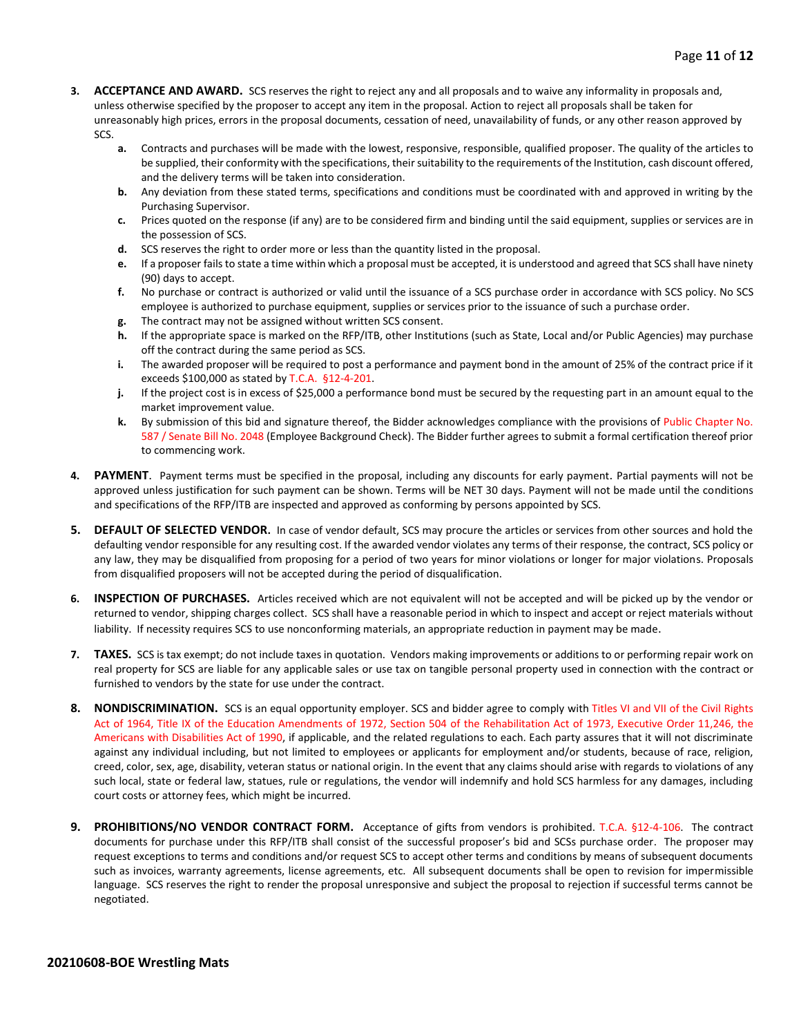3. **ACCEPTANCE AND AWARD.** SCS reserves the right to reject any and all proposals and to waive any informality in proposals and, unless otherwise specified by the proposer to accept any item in the proposal. Action to reject all proposals shall be taken for unreasonably high prices, errors in the proposal documents, cessation of need, unavailability of funds, or any other reason approved by SCS.
   - **a.** Contracts and purchases will be made with the lowest, responsive, responsible, qualified proposer. The quality of the articles to be supplied, their conformity with the specifications, their suitability to the requirements of the Institution, cash discount offered, and the delivery terms will be taken into consideration.
   - **b.** Any deviation from these stated terms, specifications and conditions must be coordinated with and approved in writing by the Purchasing Supervisor.
   - **c.** Prices quoted on the response (if any) are to be considered firm and binding until the said equipment, supplies or services are in the possession of SCS.
   - **d.** SCS reserves the right to order more or less than the quantity listed in the proposal.
   - **e.** If a proposer fails to state a time within which a proposal must be accepted, it is understood and agreed that SCS shall have ninety (90) days to accept.
   - **f.** No purchase or contract is authorized or valid until the issuance of a SCS purchase order in accordance with SCS policy. No SCS employee is authorized to purchase equipment, supplies or services prior to the issuance of such a purchase order.
   - **g.** The contract may not be assigned without written SCS consent.
   - **h.** If the appropriate space is marked on the RFP/ITB, other Institutions (such as State, Local and/or Public Agencies) may purchase off the contract during the same period as SCS.
   - **i.** The awarded proposer will be required to post a performance and payment bond in the amount of 25% of the contract price if it exceeds $100,000 as stated by T.C.A. §12-4-201.
   - **j.** If the project cost is in excess of $25,000 a performance bond must be secured by the requesting part in an amount equal to the market improvement value.
   - **k.** By submission of this bid and signature thereof, the Bidder acknowledges compliance with the provisions of Public Chapter No. 587 / Senate Bill No. 2048 (Employee Background Check). The Bidder further agrees to submit a formal certification thereof prior to commencing work.

4. **PAYMENT**. Payment terms must be specified in the proposal, including any discounts for early payment. Partial payments will not be approved unless justification for such payment can be shown. Terms will be NET 30 days. Payment will not be made until the conditions and specifications of the RFP/ITB are inspected and approved as conforming by persons appointed by SCS.

5. **DEFAULT OF SELECTED VENDOR.** In case of vendor default, SCS may procure the articles or services from other sources and hold the defaulting vendor responsible for any resulting cost. If the awarded vendor violates any terms of their response, the contract, SCS policy or any law, they may be disqualified from proposing for a period of two years for minor violations or longer for major violations. Proposals from disqualified proposers will not be accepted during the period of disqualification.

6. **INSPECTION OF PURCHASES.** Articles received which are not equivalent will not be accepted and will be picked up by the vendor or returned to vendor, shipping charges collect. SCS shall have a reasonable period in which to inspect and accept or reject materials without liability. If necessity requires SCS to use nonconforming materials, an appropriate reduction in payment may be made.

7. **TAXES.** SCS is tax exempt; do not include taxes in quotation. Vendors making improvements or additions to or performing repair work on real property for SCS are liable for any applicable sales or use tax on tangible personal property used in connection with the contract or furnished to vendors by the state for use under the contract.

8. **NONDISCRIMINATION.** SCS is an equal opportunity employer. SCS and bidder agree to comply with Titles VI and VII of the Civil Rights Act of 1964, Title IX of the Education Amendments of 1972, Section 504 of the Rehabilitation Act of 1973, Executive Order 11,246, the Americans with Disabilities Act of 1990, if applicable, and the related regulations to each. Each party assures that it will not discriminate against any individual including, but not limited to employees or applicants for employment and/or students, because of race, religion, creed, color, sex, age, disability, veteran status or national origin. In the event that any claims should arise with regards to violations of any such local, state or federal law, statues, rule or regulations, the vendor will indemnify and hold SCS harmless for any damages, including court costs or attorney fees, which might be incurred.

9. **PROHIBITIONS/NO VENDOR CONTRACT FORM.** Acceptance of gifts from vendors is prohibited. T.C.A. §12-4-106. The contract documents for purchase under this RFP/ITB shall consist of the successful proposer's bid and SCSs purchase order. The proposer may request exceptions to terms and conditions and/or request SCS to accept other terms and conditions by means of subsequent documents such as invoices, warranty agreements, license agreements, etc. All subsequent documents shall be open to revision for impermissible language. SCS reserves the right to render the proposal unresponsive and subject the proposal to rejection if successful terms cannot be negotiated.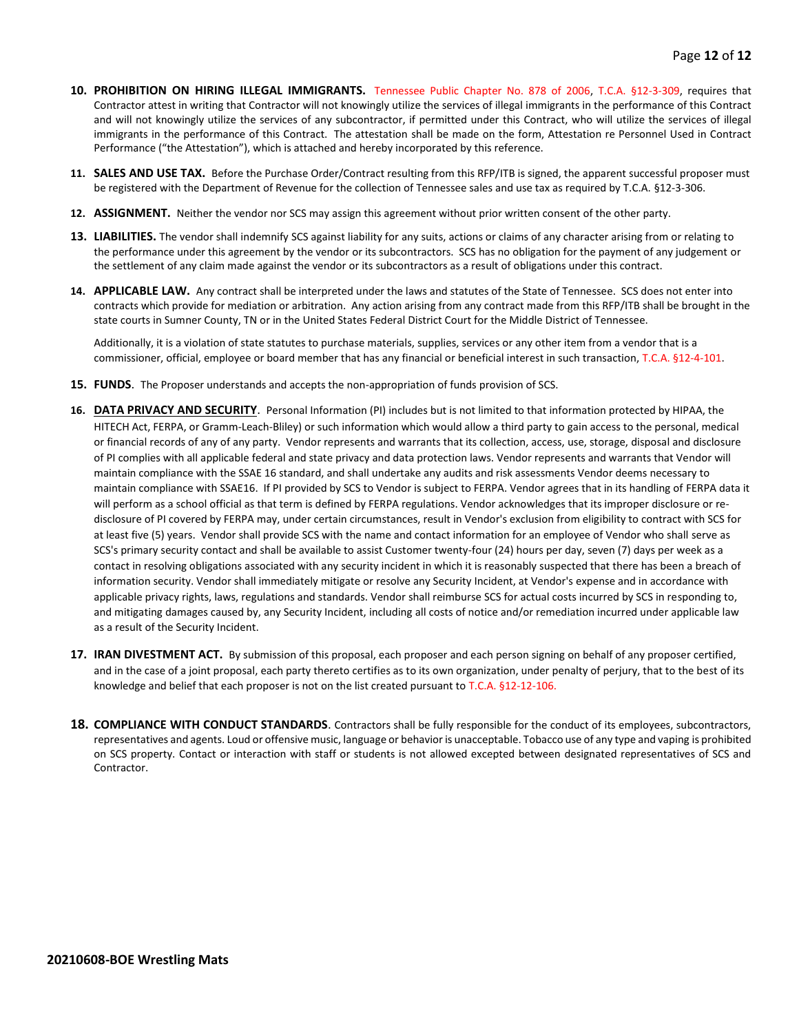10. **PROHIBITION ON HIRING ILLEGAL IMMIGRANTS.** Tennessee Public Chapter No. 878 of 2006, T.C.A. §12-3-309, requires that Contractor attest in writing that Contractor will not knowingly utilize the services of illegal immigrants in the performance of this Contract and will not knowingly utilize the services of any subcontractor, if permitted under this Contract, who will utilize the services of illegal immigrants in the performance of this Contract. The attestation shall be made on the form, Attestation re Personnel Used in Contract Performance ("the Attestation"), which is attached and hereby incorporated by this reference.

11. **SALES AND USE TAX.** Before the Purchase Order/Contract resulting from this RFP/ITB is signed, the apparent successful proposer must be registered with the Department of Revenue for the collection of Tennessee sales and use tax as required by T.C.A. §12-3-306.

12. **ASSIGNMENT.** Neither the vendor nor SCS may assign this agreement without prior written consent of the other party.

13. **LIABILITIES.** The vendor shall indemnify SCS against liability for any suits, actions or claims of any character arising from or relating to the performance under this agreement by the vendor or its subcontractors. SCS has no obligation for the payment of any judgement or the settlement of any claim made against the vendor or its subcontractors as a result of obligations under this contract.

14. **APPLICABLE LAW.** Any contract shall be interpreted under the laws and statutes of the State of Tennessee. SCS does not enter into contracts which provide for mediation or arbitration. Any action arising from any contract made from this RFP/ITB shall be brought in the state courts in Sumner County, TN or in the United States Federal District Court for the Middle District of Tennessee.

    Additionally, it is a violation of state statutes to purchase materials, supplies, services or any other item from a vendor that is a commissioner, official, employee or board member that has any financial or beneficial interest in such transaction, T.C.A. §12-4-101.

15. **FUNDS**. The Proposer understands and accepts the non-appropriation of funds provision of SCS.

16. **DATA PRIVACY AND SECURITY**. Personal Information (PI) includes but is not limited to that information protected by HIPAA, the HITECH Act, FERPA, or Gramm-Leach-Bliley) or such information which would allow a third party to gain access to the personal, medical or financial records of any of any party. Vendor represents and warrants that its collection, access, use, storage, disposal and disclosure of PI complies with all applicable federal and state privacy and data protection laws. Vendor represents and warrants that Vendor will maintain compliance with the SSAE 16 standard, and shall undertake any audits and risk assessments Vendor deems necessary to maintain compliance with SSAE16. If PI provided by SCS to Vendor is subject to FERPA. Vendor agrees that in its handling of FERPA data it will perform as a school official as that term is defined by FERPA regulations. Vendor acknowledges that its improper disclosure or re-disclosure of PI covered by FERPA may, under certain circumstances, result in Vendor's exclusion from eligibility to contract with SCS for at least five (5) years. Vendor shall provide SCS with the name and contact information for an employee of Vendor who shall serve as SCS's primary security contact and shall be available to assist Customer twenty-four (24) hours per day, seven (7) days per week as a contact in resolving obligations associated with any security incident in which it is reasonably suspected that there has been a breach of information security. Vendor shall immediately mitigate or resolve any Security Incident, at Vendor's expense and in accordance with applicable privacy rights, laws, regulations and standards. Vendor shall reimburse SCS for actual costs incurred by SCS in responding to, and mitigating damages caused by, any Security Incident, including all costs of notice and/or remediation incurred under applicable law as a result of the Security Incident.

17. **IRAN DIVESTMENT ACT.** By submission of this proposal, each proposer and each person signing on behalf of any proposer certified, and in the case of a joint proposal, each party thereto certifies as to its own organization, under penalty of perjury, that to the best of its knowledge and belief that each proposer is not on the list created pursuant to T.C.A. §12-12-106.

18. **COMPLIANCE WITH CONDUCT STANDARDS**. Contractors shall be fully responsible for the conduct of its employees, subcontractors, representatives and agents. Loud or offensive music, language or behavior is unacceptable. Tobacco use of any type and vaping is prohibited on SCS property. Contact or interaction with staff or students is not allowed excepted between designated representatives of SCS and Contractor.